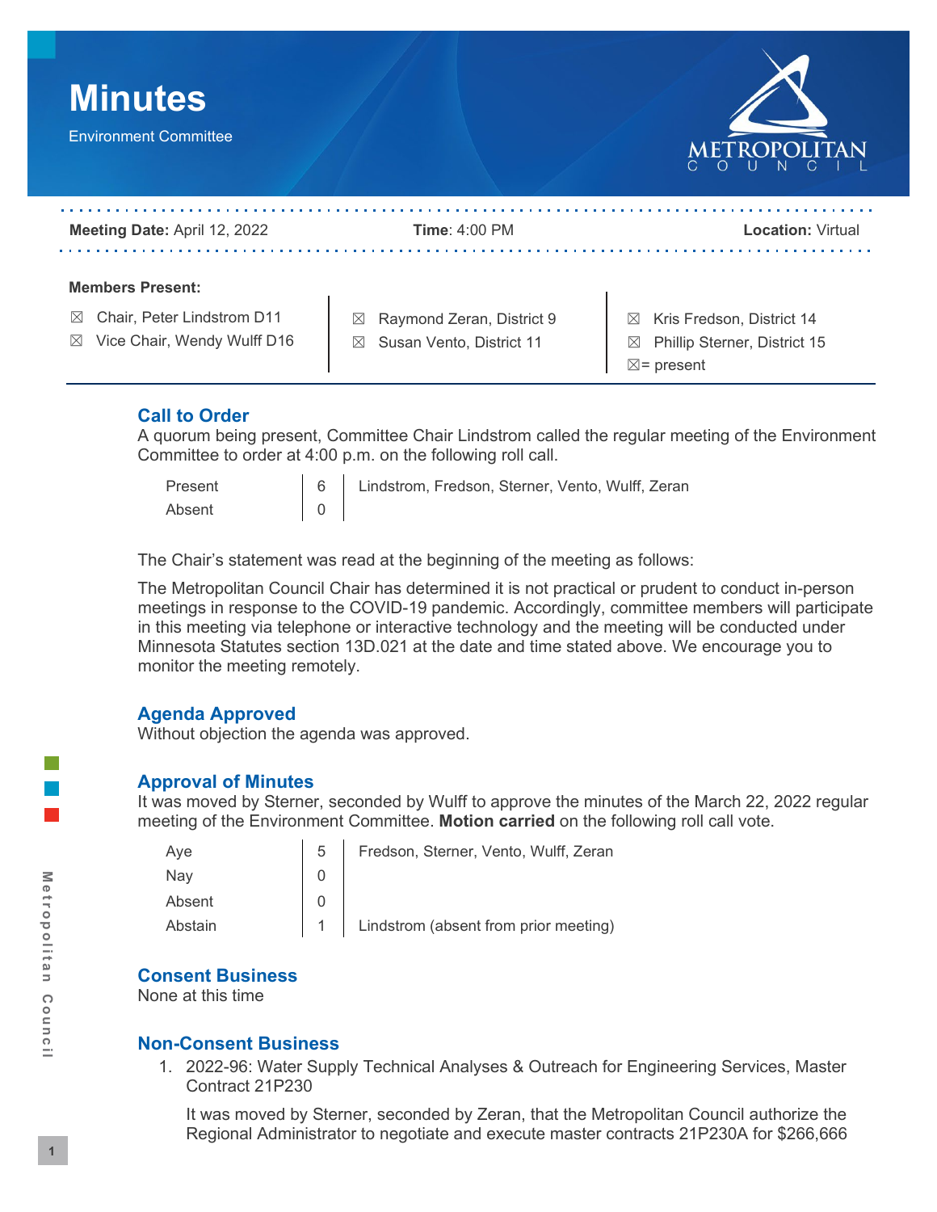# Minutes

Environment Committee

**Meeting Date:** April 12, 2022 **Time**: 4:00 PM **Location:** Virtual

**Members Present:**

☒ Chair, Peter Lindstrom D11
☒ Vice Chair, Wendy Wulff D16
☒ Raymond Zeran, District 9
☒ Susan Vento, District 11
☒ Kris Fredson, District 14
☒ Phillip Sterner, District 15
☒= present

## Call to Order

A quorum being present, Committee Chair Lindstrom called the regular meeting of the Environment Committee to order at 4:00 p.m. on the following roll call.

| | | |
|---|---|---|
| Present | 6 | Lindstrom, Fredson, Sterner, Vento, Wulff, Zeran |
| Absent | 0 | |

The Chair's statement was read at the beginning of the meeting as follows:

The Metropolitan Council Chair has determined it is not practical or prudent to conduct in-person meetings in response to the COVID-19 pandemic. Accordingly, committee members will participate in this meeting via telephone or interactive technology and the meeting will be conducted under Minnesota Statutes section 13D.021 at the date and time stated above. We encourage you to monitor the meeting remotely.

## Agenda Approved

Without objection the agenda was approved.

## Approval of Minutes

It was moved by Sterner, seconded by Wulff to approve the minutes of the March 22, 2022 regular meeting of the Environment Committee. **Motion carried** on the following roll call vote.

| | | |
|---|---|---|
| Aye | 5 | Fredson, Sterner, Vento, Wulff, Zeran |
| Nay | 0 | |
| Absent | 0 | |
| Abstain | 1 | Lindstrom (absent from prior meeting) |

## Consent Business

None at this time

## Non-Consent Business

1. 2022-96: Water Supply Technical Analyses & Outreach for Engineering Services, Master Contract 21P230

   It was moved by Sterner, seconded by Zeran, that the Metropolitan Council authorize the Regional Administrator to negotiate and execute master contracts 21P230A for $266,666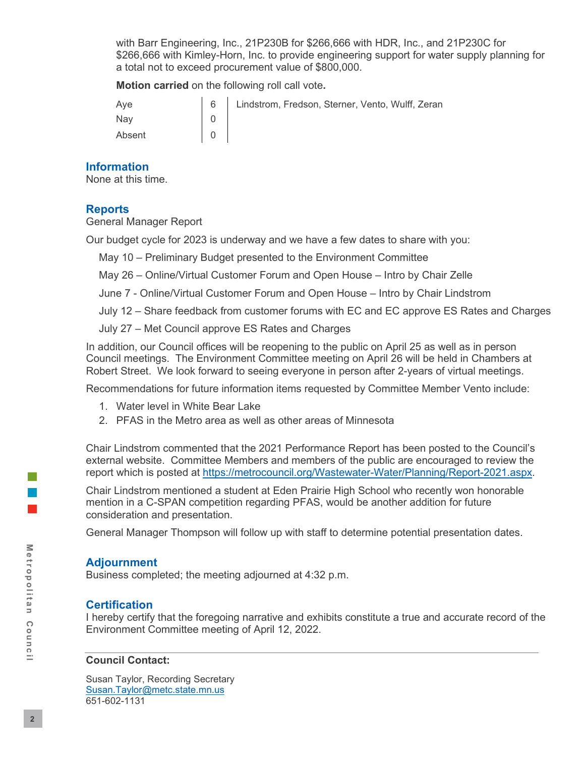with Barr Engineering, Inc., 21P230B for $266,666 with HDR, Inc., and 21P230C for $266,666 with Kimley-Horn, Inc. to provide engineering support for water supply planning for a total not to exceed procurement value of $800,000.

**Motion carried** on the following roll call vote**.**

| | | |
|---|---|---|
| Aye | 6 | Lindstrom, Fredson, Sterner, Vento, Wulff, Zeran |
| Nay | 0 | |
| Absent | 0 | |

## Information

None at this time.

## Reports

General Manager Report

Our budget cycle for 2023 is underway and we have a few dates to share with you:

May 10 – Preliminary Budget presented to the Environment Committee

May 26 – Online/Virtual Customer Forum and Open House – Intro by Chair Zelle

June 7 - Online/Virtual Customer Forum and Open House – Intro by Chair Lindstrom

July 12 – Share feedback from customer forums with EC and EC approve ES Rates and Charges

July 27 – Met Council approve ES Rates and Charges

In addition, our Council offices will be reopening to the public on April 25 as well as in person Council meetings. The Environment Committee meeting on April 26 will be held in Chambers at Robert Street. We look forward to seeing everyone in person after 2-years of virtual meetings.

Recommendations for future information items requested by Committee Member Vento include:

1. Water level in White Bear Lake
2. PFAS in the Metro area as well as other areas of Minnesota

Chair Lindstrom commented that the 2021 Performance Report has been posted to the Council's external website. Committee Members and members of the public are encouraged to review the report which is posted at https://metrocouncil.org/Wastewater-Water/Planning/Report-2021.aspx.

Chair Lindstrom mentioned a student at Eden Prairie High School who recently won honorable mention in a C-SPAN competition regarding PFAS, would be another addition for future consideration and presentation.

General Manager Thompson will follow up with staff to determine potential presentation dates.

## Adjournment

Business completed; the meeting adjourned at 4:32 p.m.

## Certification

I hereby certify that the foregoing narrative and exhibits constitute a true and accurate record of the Environment Committee meeting of April 12, 2022.

---

**Council Contact:**

Susan Taylor, Recording Secretary
Susan.Taylor@metc.state.mn.us
651-602-1131